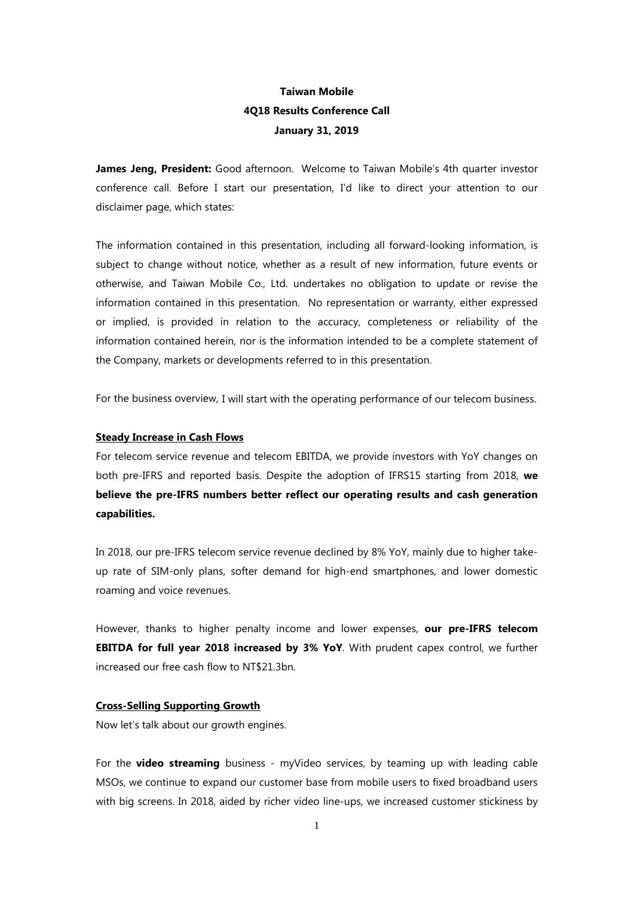**Taiwan Mobile**
**4Q18 Results Conference Call**
**January 31, 2019**

**James Jeng, President:** Good afternoon. Welcome to Taiwan Mobile's 4th quarter investor conference call. Before I start our presentation, I'd like to direct your attention to our disclaimer page, which states:

The information contained in this presentation, including all forward-looking information, is subject to change without notice, whether as a result of new information, future events or otherwise, and Taiwan Mobile Co., Ltd. undertakes no obligation to update or revise the information contained in this presentation. No representation or warranty, either expressed or implied, is provided in relation to the accuracy, completeness or reliability of the information contained herein, nor is the information intended to be a complete statement of the Company, markets or developments referred to in this presentation.

For the business overview, I will start with the operating performance of our telecom business.

**Steady Increase in Cash Flows**

For telecom service revenue and telecom EBITDA, we provide investors with YoY changes on both pre-IFRS and reported basis. Despite the adoption of IFRS15 starting from 2018, **we believe the pre-IFRS numbers better reflect our operating results and cash generation capabilities.**

In 2018, our pre-IFRS telecom service revenue declined by 8% YoY, mainly due to higher take-up rate of SIM-only plans, softer demand for high-end smartphones, and lower domestic roaming and voice revenues.

However, thanks to higher penalty income and lower expenses, **our pre-IFRS telecom EBITDA for full year 2018 increased by 3% YoY**. With prudent capex control, we further increased our free cash flow to NT$21.3bn.

**Cross-Selling Supporting Growth**

Now let's talk about our growth engines.

For the **video streaming** business - myVideo services, by teaming up with leading cable MSOs, we continue to expand our customer base from mobile users to fixed broadband users with big screens. In 2018, aided by richer video line-ups, we increased customer stickiness by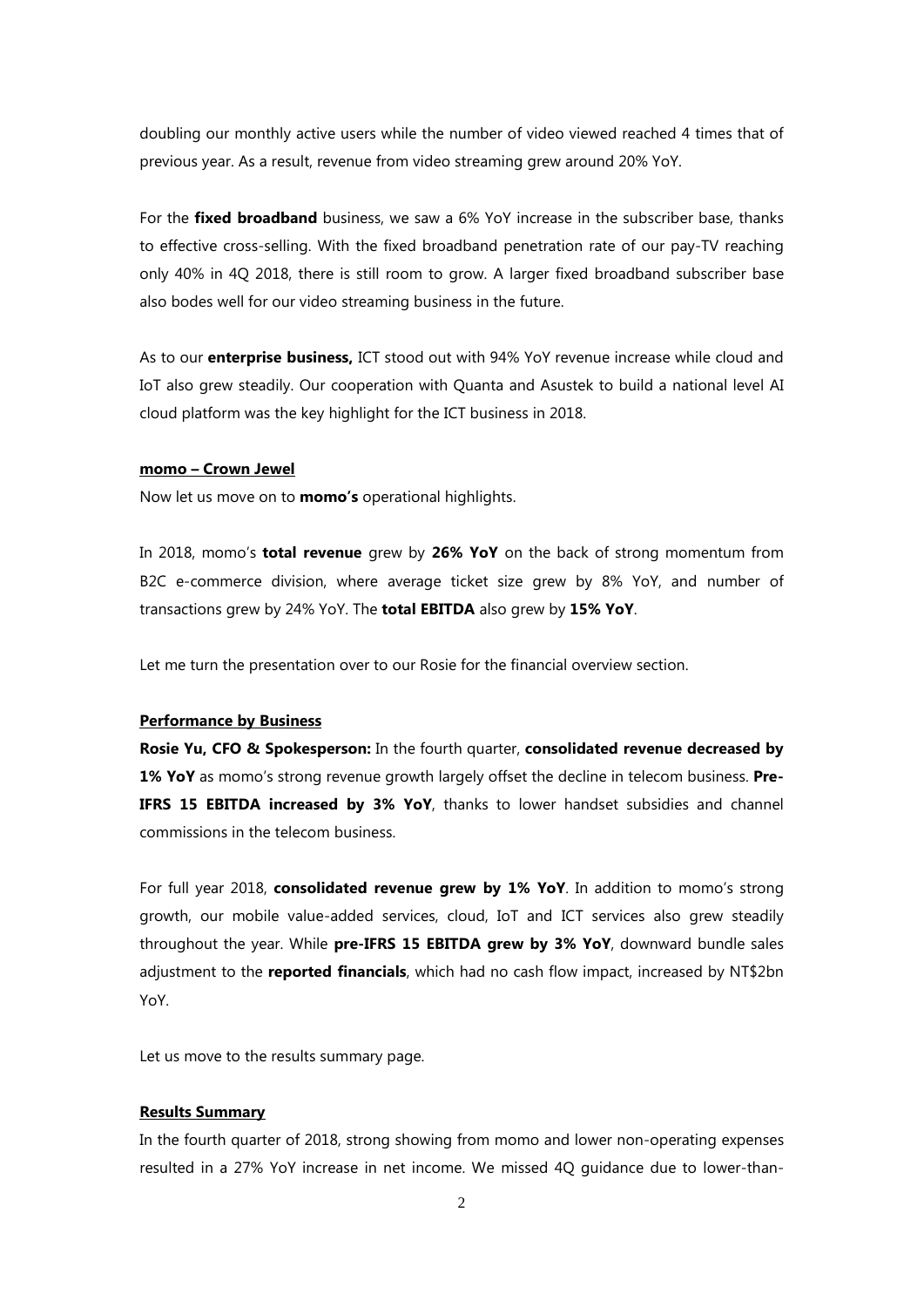doubling our monthly active users while the number of video viewed reached 4 times that of previous year. As a result, revenue from video streaming grew around 20% YoY.

For the **fixed broadband** business, we saw a 6% YoY increase in the subscriber base, thanks to effective cross-selling. With the fixed broadband penetration rate of our pay-TV reaching only 40% in 4Q 2018, there is still room to grow. A larger fixed broadband subscriber base also bodes well for our video streaming business in the future.

As to our **enterprise business,** ICT stood out with 94% YoY revenue increase while cloud and IoT also grew steadily. Our cooperation with Quanta and Asustek to build a national level AI cloud platform was the key highlight for the ICT business in 2018.

**momo – Crown Jewel**

Now let us move on to **momo's** operational highlights.

In 2018, momo's **total revenue** grew by **26% YoY** on the back of strong momentum from B2C e-commerce division, where average ticket size grew by 8% YoY, and number of transactions grew by 24% YoY. The **total EBITDA** also grew by **15% YoY**.

Let me turn the presentation over to our Rosie for the financial overview section.

**Performance by Business**

**Rosie Yu, CFO & Spokesperson:** In the fourth quarter, **consolidated revenue decreased by 1% YoY** as momo's strong revenue growth largely offset the decline in telecom business. **Pre-IFRS 15 EBITDA increased by 3% YoY**, thanks to lower handset subsidies and channel commissions in the telecom business.

For full year 2018, **consolidated revenue grew by 1% YoY**. In addition to momo's strong growth, our mobile value-added services, cloud, IoT and ICT services also grew steadily throughout the year. While **pre-IFRS 15 EBITDA grew by 3% YoY**, downward bundle sales adjustment to the **reported financials**, which had no cash flow impact, increased by NT$2bn YoY.

Let us move to the results summary page.

**Results Summary**

In the fourth quarter of 2018, strong showing from momo and lower non-operating expenses resulted in a 27% YoY increase in net income. We missed 4Q guidance due to lower-than-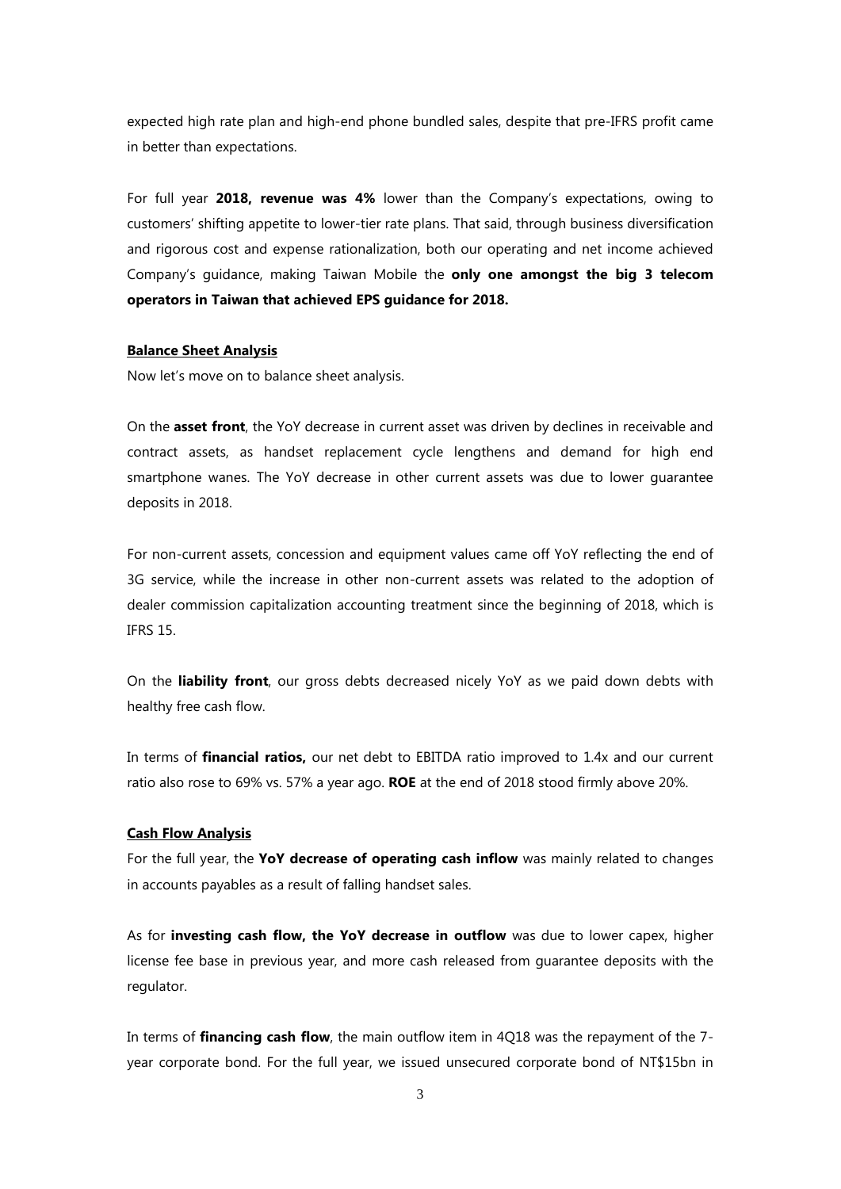expected high rate plan and high-end phone bundled sales, despite that pre-IFRS profit came in better than expectations.

For full year **2018, revenue was 4%** lower than the Company's expectations, owing to customers' shifting appetite to lower-tier rate plans. That said, through business diversification and rigorous cost and expense rationalization, both our operating and net income achieved Company's guidance, making Taiwan Mobile the **only one amongst the big 3 telecom operators in Taiwan that achieved EPS guidance for 2018.**

**Balance Sheet Analysis**

Now let's move on to balance sheet analysis.

On the **asset front**, the YoY decrease in current asset was driven by declines in receivable and contract assets, as handset replacement cycle lengthens and demand for high end smartphone wanes. The YoY decrease in other current assets was due to lower guarantee deposits in 2018.

For non-current assets, concession and equipment values came off YoY reflecting the end of 3G service, while the increase in other non-current assets was related to the adoption of dealer commission capitalization accounting treatment since the beginning of 2018, which is IFRS 15.

On the **liability front**, our gross debts decreased nicely YoY as we paid down debts with healthy free cash flow.

In terms of **financial ratios,** our net debt to EBITDA ratio improved to 1.4x and our current ratio also rose to 69% vs. 57% a year ago. **ROE** at the end of 2018 stood firmly above 20%.

**Cash Flow Analysis**

For the full year, the **YoY decrease of operating cash inflow** was mainly related to changes in accounts payables as a result of falling handset sales.

As for **investing cash flow, the YoY decrease in outflow** was due to lower capex, higher license fee base in previous year, and more cash released from guarantee deposits with the regulator.

In terms of **financing cash flow**, the main outflow item in 4Q18 was the repayment of the 7-year corporate bond. For the full year, we issued unsecured corporate bond of NT$15bn in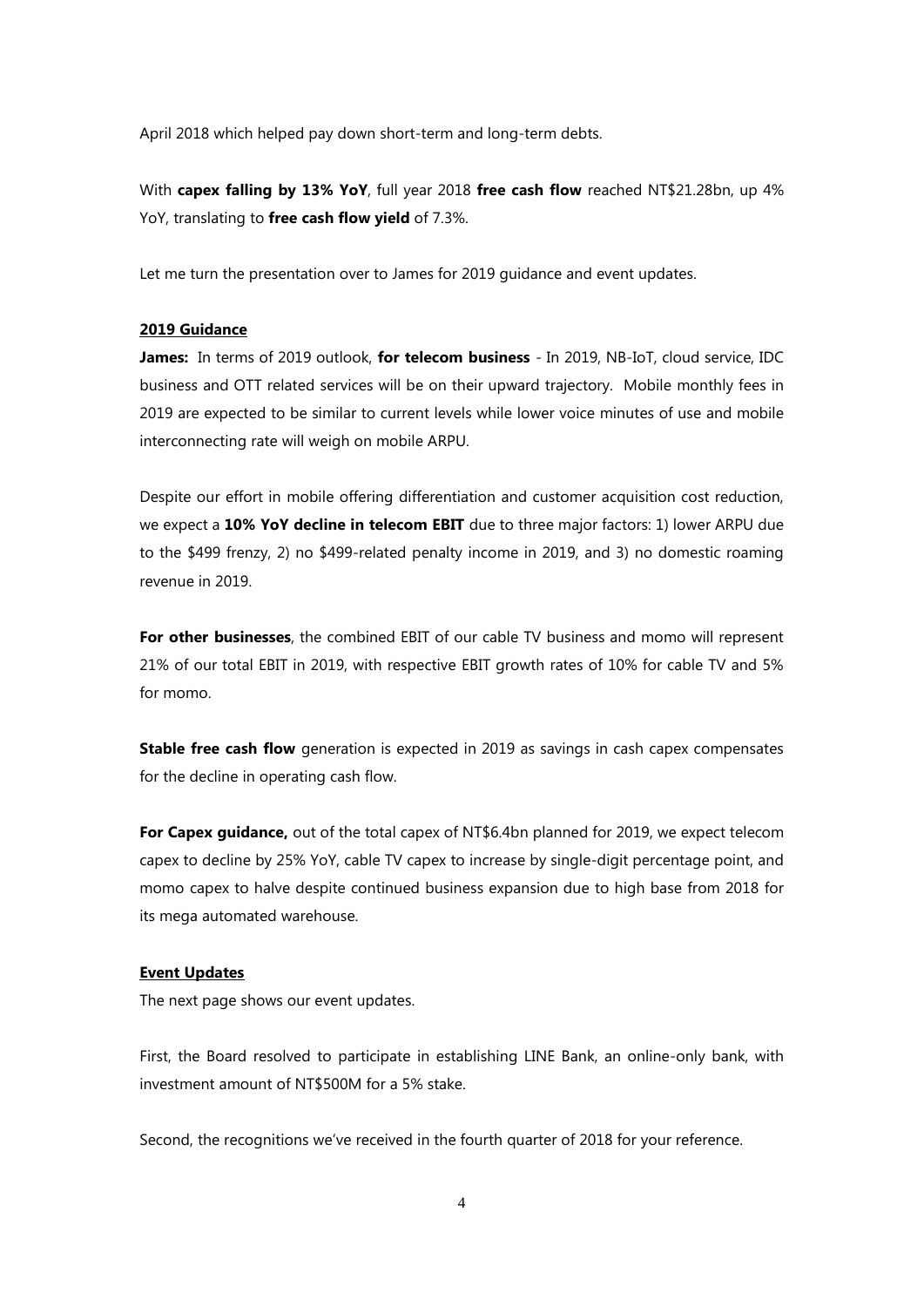April 2018 which helped pay down short-term and long-term debts.

With **capex falling by 13% YoY**, full year 2018 **free cash flow** reached NT$21.28bn, up 4% YoY, translating to **free cash flow yield** of 7.3%.

Let me turn the presentation over to James for 2019 guidance and event updates.

## 2019 Guidance

**James:** In terms of 2019 outlook, **for telecom business** - In 2019, NB-IoT, cloud service, IDC business and OTT related services will be on their upward trajectory. Mobile monthly fees in 2019 are expected to be similar to current levels while lower voice minutes of use and mobile interconnecting rate will weigh on mobile ARPU.

Despite our effort in mobile offering differentiation and customer acquisition cost reduction, we expect a **10% YoY decline in telecom EBIT** due to three major factors: 1) lower ARPU due to the $499 frenzy, 2) no $499-related penalty income in 2019, and 3) no domestic roaming revenue in 2019.

**For other businesses**, the combined EBIT of our cable TV business and momo will represent 21% of our total EBIT in 2019, with respective EBIT growth rates of 10% for cable TV and 5% for momo.

**Stable free cash flow** generation is expected in 2019 as savings in cash capex compensates for the decline in operating cash flow.

**For Capex guidance,** out of the total capex of NT$6.4bn planned for 2019, we expect telecom capex to decline by 25% YoY, cable TV capex to increase by single-digit percentage point, and momo capex to halve despite continued business expansion due to high base from 2018 for its mega automated warehouse.

## Event Updates

The next page shows our event updates.

First, the Board resolved to participate in establishing LINE Bank, an online-only bank, with investment amount of NT$500M for a 5% stake.

Second, the recognitions we've received in the fourth quarter of 2018 for your reference.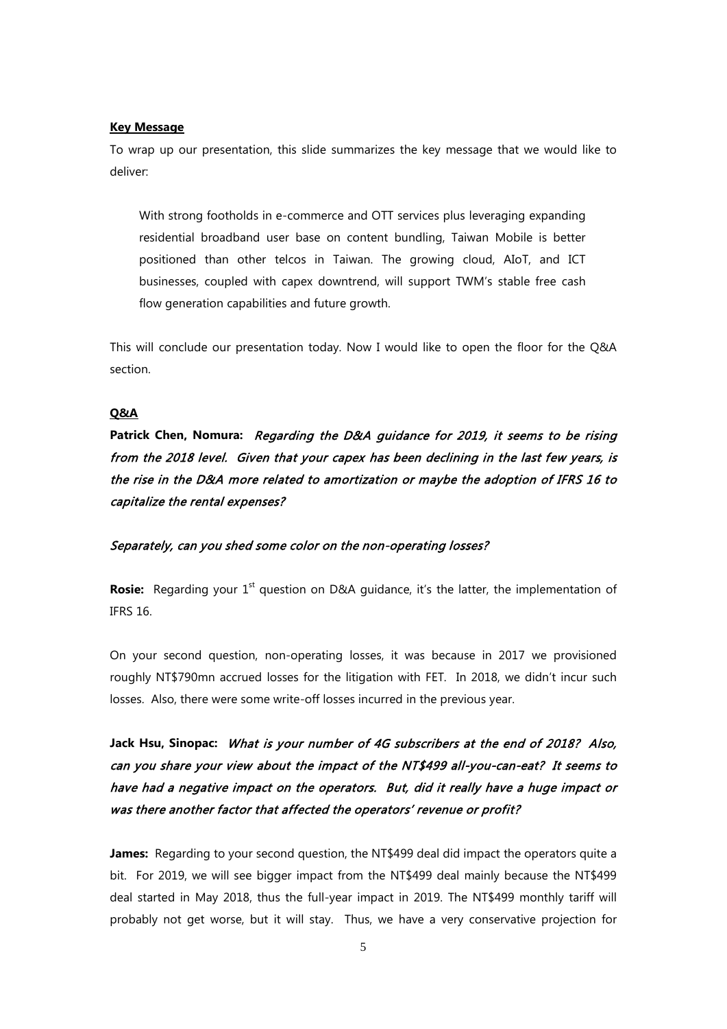**Key Message**

To wrap up our presentation, this slide summarizes the key message that we would like to deliver:

> With strong footholds in e-commerce and OTT services plus leveraging expanding residential broadband user base on content bundling, Taiwan Mobile is better positioned than other telcos in Taiwan. The growing cloud, AIoT, and ICT businesses, coupled with capex downtrend, will support TWM's stable free cash flow generation capabilities and future growth.

This will conclude our presentation today. Now I would like to open the floor for the Q&A section.

**Q&A**

**Patrick Chen, Nomura:** ***Regarding the D&A guidance for 2019, it seems to be rising from the 2018 level. Given that your capex has been declining in the last few years, is the rise in the D&A more related to amortization or maybe the adoption of IFRS 16 to capitalize the rental expenses?***

***Separately, can you shed some color on the non-operating losses?***

**Rosie:** Regarding your 1st question on D&A guidance, it's the latter, the implementation of IFRS 16.

On your second question, non-operating losses, it was because in 2017 we provisioned roughly NT$790mn accrued losses for the litigation with FET. In 2018, we didn't incur such losses. Also, there were some write-off losses incurred in the previous year.

**Jack Hsu, Sinopac:** ***What is your number of 4G subscribers at the end of 2018? Also, can you share your view about the impact of the NT$499 all-you-can-eat? It seems to have had a negative impact on the operators. But, did it really have a huge impact or was there another factor that affected the operators' revenue or profit?***

**James:** Regarding to your second question, the NT$499 deal did impact the operators quite a bit. For 2019, we will see bigger impact from the NT$499 deal mainly because the NT$499 deal started in May 2018, thus the full-year impact in 2019. The NT$499 monthly tariff will probably not get worse, but it will stay. Thus, we have a very conservative projection for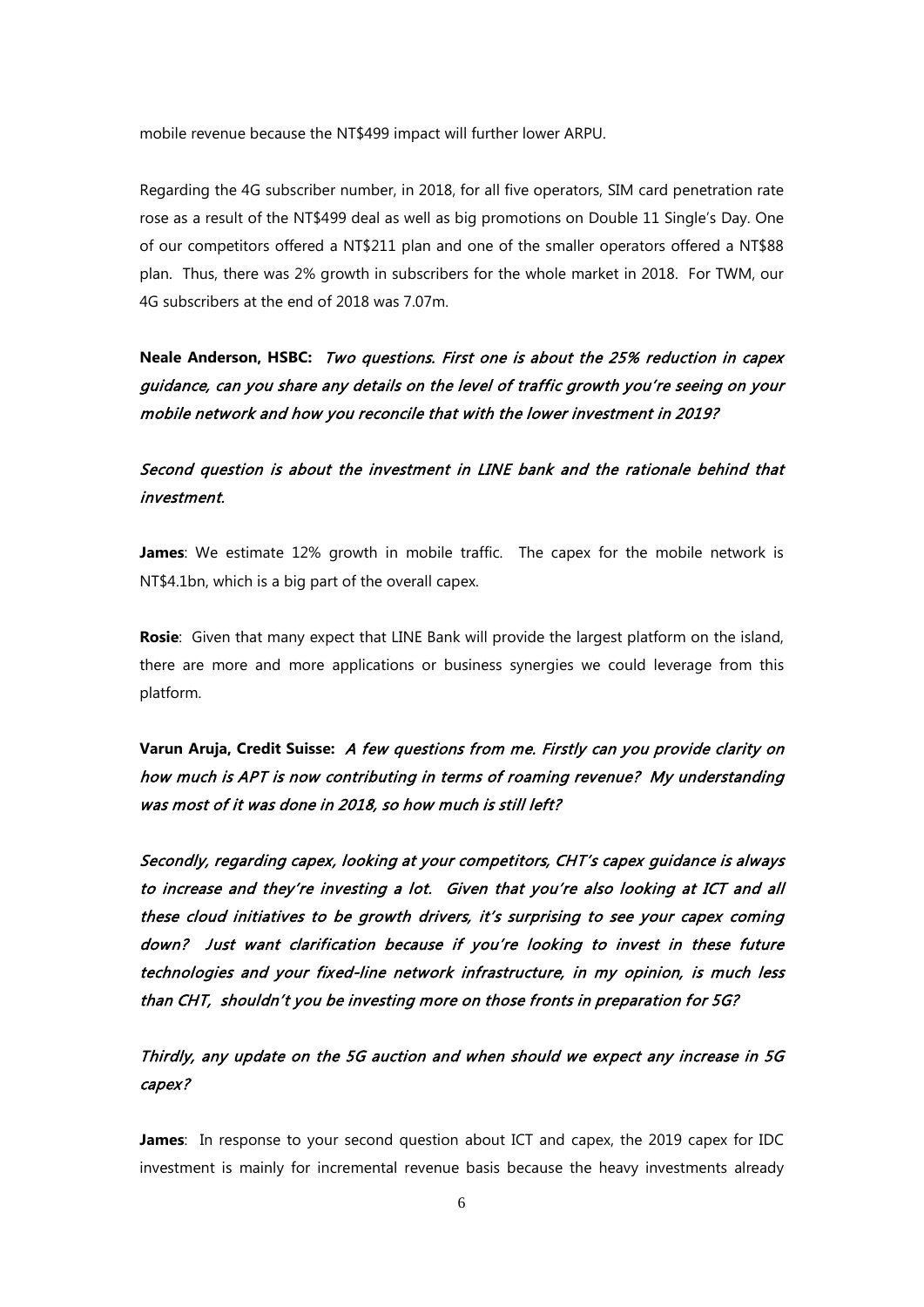mobile revenue because the NT$499 impact will further lower ARPU.

Regarding the 4G subscriber number, in 2018, for all five operators, SIM card penetration rate rose as a result of the NT$499 deal as well as big promotions on Double 11 Single's Day. One of our competitors offered a NT$211 plan and one of the smaller operators offered a NT$88 plan. Thus, there was 2% growth in subscribers for the whole market in 2018. For TWM, our 4G subscribers at the end of 2018 was 7.07m.

**Neale Anderson, HSBC:** ***Two questions. First one is about the 25% reduction in capex guidance, can you share any details on the level of traffic growth you're seeing on your mobile network and how you reconcile that with the lower investment in 2019?***

***Second question is about the investment in LINE bank and the rationale behind that investment.***

**James**: We estimate 12% growth in mobile traffic. The capex for the mobile network is NT$4.1bn, which is a big part of the overall capex.

**Rosie**: Given that many expect that LINE Bank will provide the largest platform on the island, there are more and more applications or business synergies we could leverage from this platform.

**Varun Aruja, Credit Suisse:** ***A few questions from me. Firstly can you provide clarity on how much is APT is now contributing in terms of roaming revenue? My understanding was most of it was done in 2018, so how much is still left?***

***Secondly, regarding capex, looking at your competitors, CHT's capex guidance is always to increase and they're investing a lot. Given that you're also looking at ICT and all these cloud initiatives to be growth drivers, it's surprising to see your capex coming down? Just want clarification because if you're looking to invest in these future technologies and your fixed-line network infrastructure, in my opinion, is much less than CHT, shouldn't you be investing more on those fronts in preparation for 5G?***

***Thirdly, any update on the 5G auction and when should we expect any increase in 5G capex?***

**James**: In response to your second question about ICT and capex, the 2019 capex for IDC investment is mainly for incremental revenue basis because the heavy investments already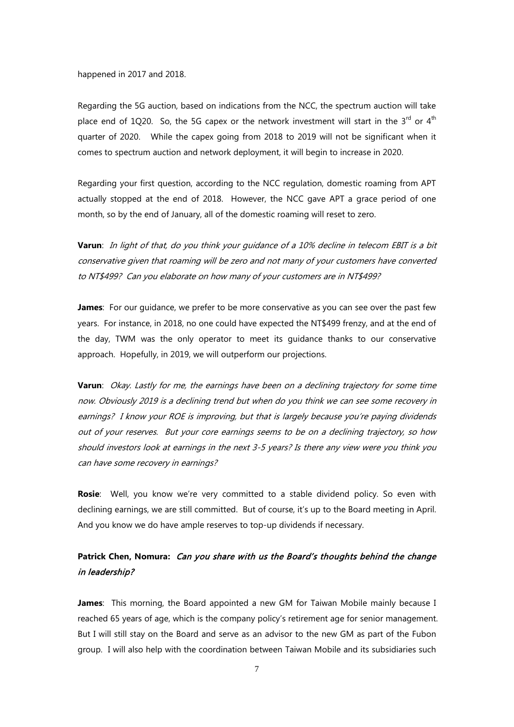happened in 2017 and 2018.

Regarding the 5G auction, based on indications from the NCC, the spectrum auction will take place end of 1Q20. So, the 5G capex or the network investment will start in the 3rd or 4th quarter of 2020. While the capex going from 2018 to 2019 will not be significant when it comes to spectrum auction and network deployment, it will begin to increase in 2020.

Regarding your first question, according to the NCC regulation, domestic roaming from APT actually stopped at the end of 2018. However, the NCC gave APT a grace period of one month, so by the end of January, all of the domestic roaming will reset to zero.

**Varun**: *In light of that, do you think your guidance of a 10% decline in telecom EBIT is a bit conservative given that roaming will be zero and not many of your customers have converted to NT$499? Can you elaborate on how many of your customers are in NT$499?*

**James**: For our guidance, we prefer to be more conservative as you can see over the past few years. For instance, in 2018, no one could have expected the NT$499 frenzy, and at the end of the day, TWM was the only operator to meet its guidance thanks to our conservative approach. Hopefully, in 2019, we will outperform our projections.

**Varun**: *Okay. Lastly for me, the earnings have been on a declining trajectory for some time now. Obviously 2019 is a declining trend but when do you think we can see some recovery in earnings? I know your ROE is improving, but that is largely because you're paying dividends out of your reserves. But your core earnings seems to be on a declining trajectory, so how should investors look at earnings in the next 3-5 years? Is there any view were you think you can have some recovery in earnings?*

**Rosie**: Well, you know we're very committed to a stable dividend policy. So even with declining earnings, we are still committed. But of course, it's up to the Board meeting in April. And you know we do have ample reserves to top-up dividends if necessary.

**Patrick Chen, Nomura:** ***Can you share with us the Board's thoughts behind the change in leadership?***

**James**: This morning, the Board appointed a new GM for Taiwan Mobile mainly because I reached 65 years of age, which is the company policy's retirement age for senior management. But I will still stay on the Board and serve as an advisor to the new GM as part of the Fubon group. I will also help with the coordination between Taiwan Mobile and its subsidiaries such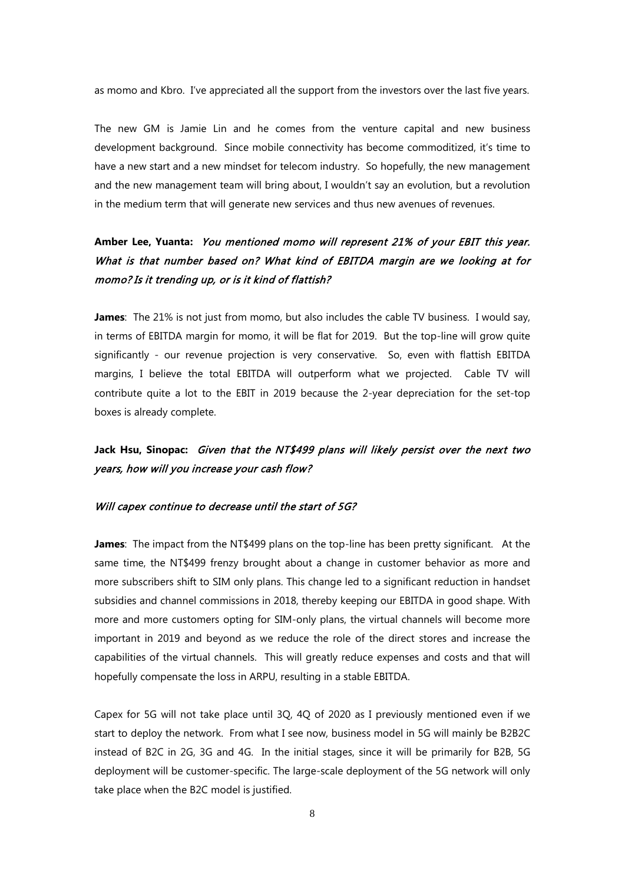as momo and Kbro. I've appreciated all the support from the investors over the last five years.

The new GM is Jamie Lin and he comes from the venture capital and new business development background. Since mobile connectivity has become commoditized, it's time to have a new start and a new mindset for telecom industry. So hopefully, the new management and the new management team will bring about, I wouldn't say an evolution, but a revolution in the medium term that will generate new services and thus new avenues of revenues.

**Amber Lee, Yuanta:** ***You mentioned momo will represent 21% of your EBIT this year. What is that number based on? What kind of EBITDA margin are we looking at for momo? Is it trending up, or is it kind of flattish?***

**James**: The 21% is not just from momo, but also includes the cable TV business. I would say, in terms of EBITDA margin for momo, it will be flat for 2019. But the top-line will grow quite significantly - our revenue projection is very conservative. So, even with flattish EBITDA margins, I believe the total EBITDA will outperform what we projected. Cable TV will contribute quite a lot to the EBIT in 2019 because the 2-year depreciation for the set-top boxes is already complete.

**Jack Hsu, Sinopac:** ***Given that the NT$499 plans will likely persist over the next two years, how will you increase your cash flow?***

***Will capex continue to decrease until the start of 5G?***

**James**: The impact from the NT$499 plans on the top-line has been pretty significant. At the same time, the NT$499 frenzy brought about a change in customer behavior as more and more subscribers shift to SIM only plans. This change led to a significant reduction in handset subsidies and channel commissions in 2018, thereby keeping our EBITDA in good shape. With more and more customers opting for SIM-only plans, the virtual channels will become more important in 2019 and beyond as we reduce the role of the direct stores and increase the capabilities of the virtual channels. This will greatly reduce expenses and costs and that will hopefully compensate the loss in ARPU, resulting in a stable EBITDA.

Capex for 5G will not take place until 3Q, 4Q of 2020 as I previously mentioned even if we start to deploy the network. From what I see now, business model in 5G will mainly be B2B2C instead of B2C in 2G, 3G and 4G. In the initial stages, since it will be primarily for B2B, 5G deployment will be customer-specific. The large-scale deployment of the 5G network will only take place when the B2C model is justified.